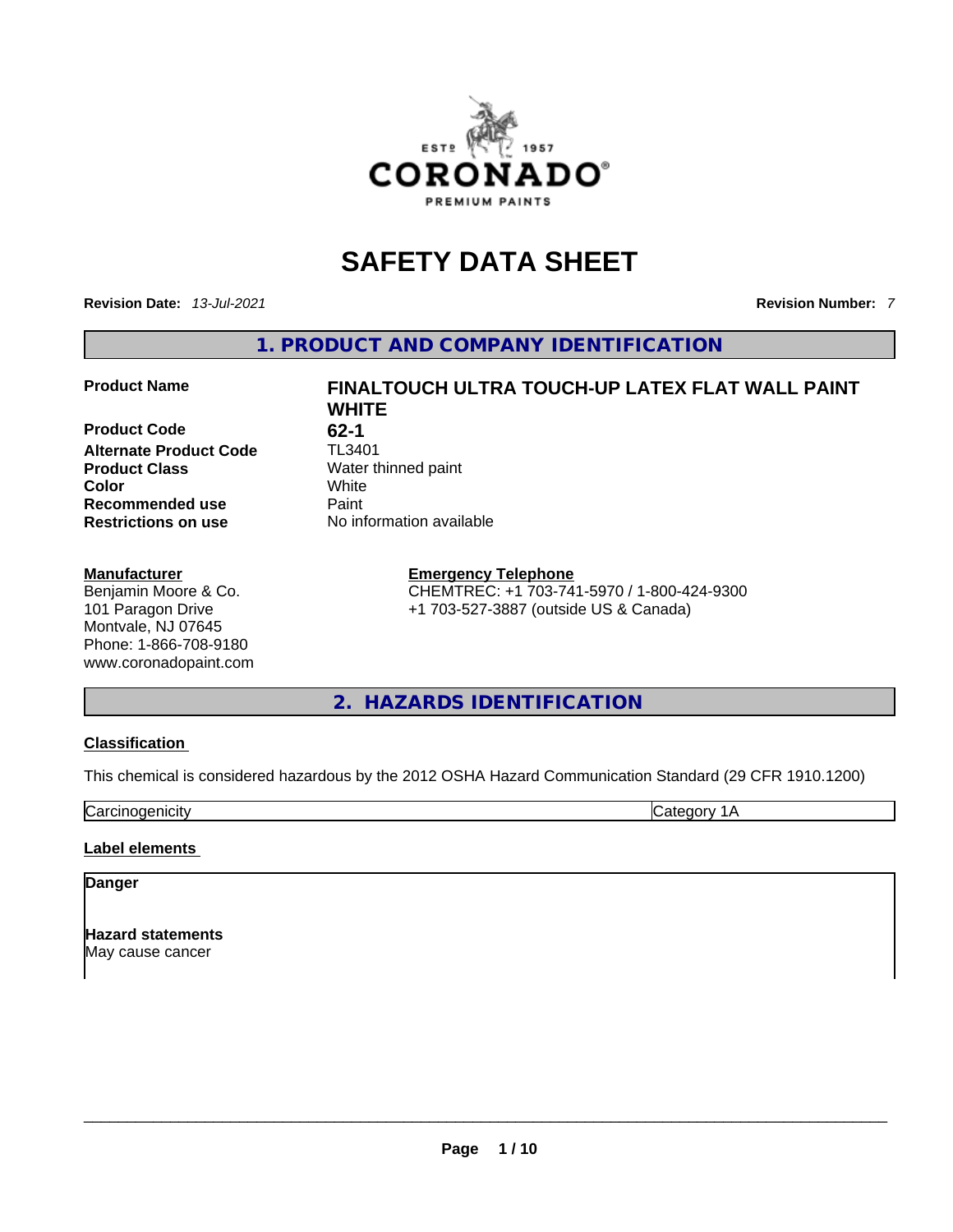# SAFETY DATA SHEET

**Revision Date:** *13-Jul-2021* **Revision Number:** *7*

## 1. PRODUCT AND COMPANY IDENTIFICATION

| | |
|---|---|
| **Product Name** | **FINALTOUCH ULTRA TOUCH-UP LATEX FLAT WALL PAINT WHITE** |
| **Product Code** | **62-1** |
| **Alternate Product Code** | TL3401 |
| **Product Class** | Water thinned paint |
| **Color** | White |
| **Recommended use** | Paint |
| **Restrictions on use** | No information available |

**Manufacturer**
Benjamin Moore & Co.
101 Paragon Drive
Montvale, NJ 07645
Phone: 1-866-708-9180
www.coronadopaint.com

**Emergency Telephone**
CHEMTREC: +1 703-741-5970 / 1-800-424-9300
+1 703-527-3887 (outside US & Canada)

## 2. HAZARDS IDENTIFICATION

**Classification**

This chemical is considered hazardous by the 2012 OSHA Hazard Communication Standard (29 CFR 1910.1200)

| Carcinogenicity | Category 1A |
|---|---|

**Label elements**

**Danger**

**Hazard statements**
May cause cancer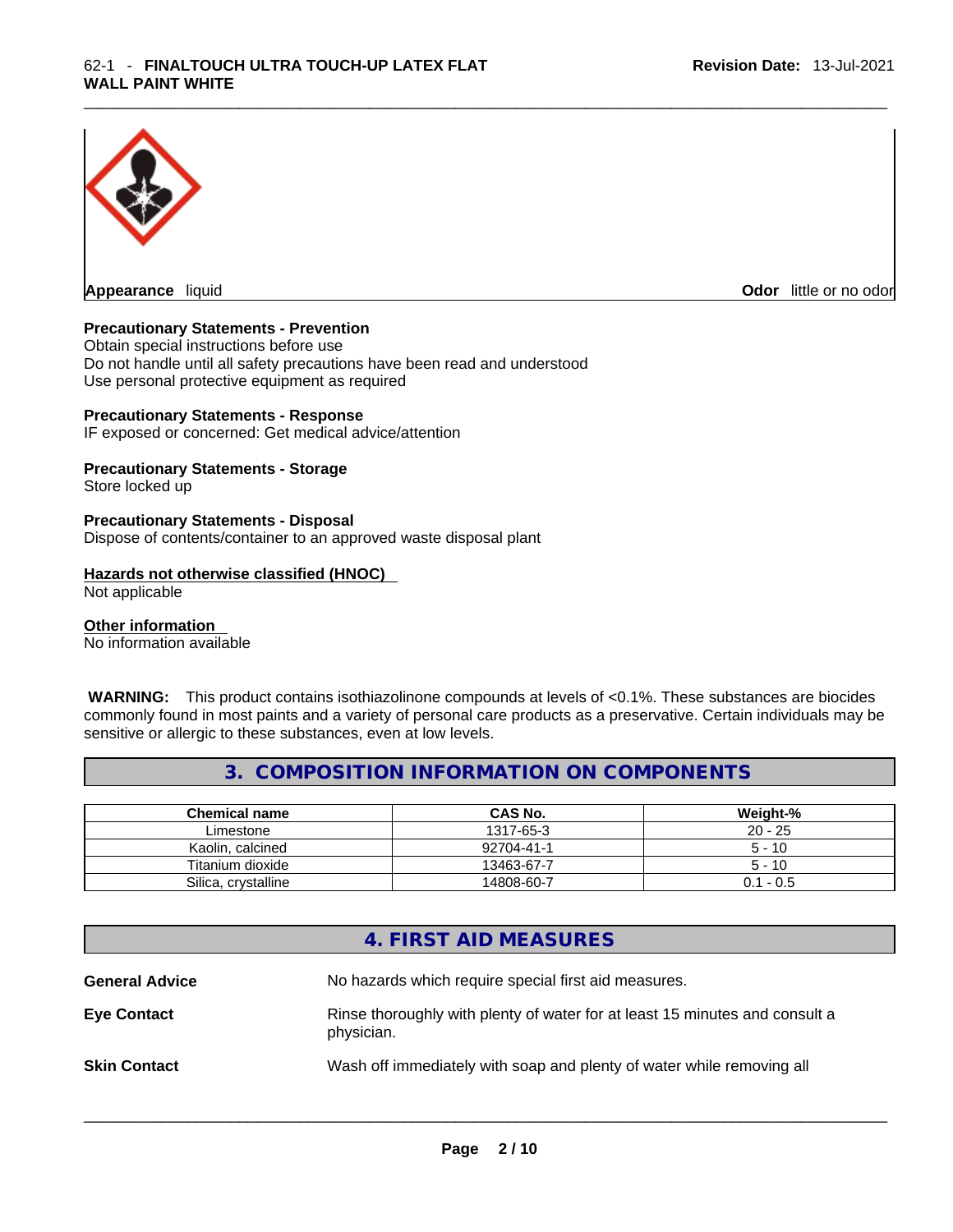**Appearance** liquid

**Odor** little or no odor

**Precautionary Statements - Prevention**
Obtain special instructions before use
Do not handle until all safety precautions have been read and understood
Use personal protective equipment as required

**Precautionary Statements - Response**
IF exposed or concerned: Get medical advice/attention

**Precautionary Statements - Storage**
Store locked up

**Precautionary Statements - Disposal**
Dispose of contents/container to an approved waste disposal plant

**Hazards not otherwise classified (HNOC)**
Not applicable

**Other information**
No information available

**WARNING:** This product contains isothiazolinone compounds at levels of <0.1%. These substances are biocides commonly found in most paints and a variety of personal care products as a preservative. Certain individuals may be sensitive or allergic to these substances, even at low levels.

## 3. COMPOSITION INFORMATION ON COMPONENTS

| Chemical name | CAS No. | Weight-% |
|---|---|---|
| Limestone | 1317-65-3 | 20 - 25 |
| Kaolin, calcined | 92704-41-1 | 5 - 10 |
| Titanium dioxide | 13463-67-7 | 5 - 10 |
| Silica, crystalline | 14808-60-7 | 0.1 - 0.5 |

## 4. FIRST AID MEASURES

**General Advice** No hazards which require special first aid measures.

**Eye Contact** Rinse thoroughly with plenty of water for at least 15 minutes and consult a physician.

**Skin Contact** Wash off immediately with soap and plenty of water while removing all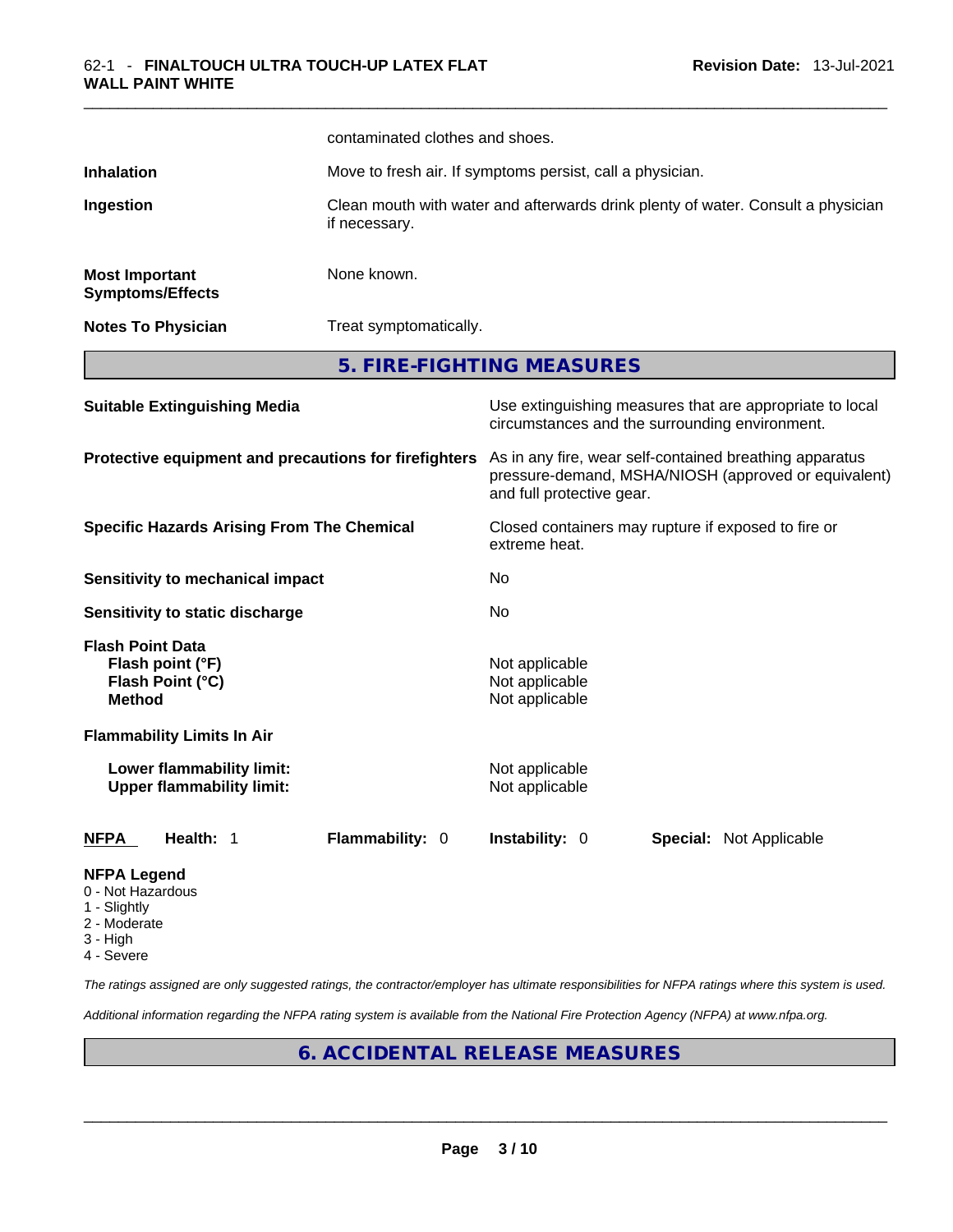contaminated clothes and shoes.

| | |
|---|---|
| **Inhalation** | Move to fresh air. If symptoms persist, call a physician. |
| **Ingestion** | Clean mouth with water and afterwards drink plenty of water. Consult a physician if necessary. |
| **Most Important Symptoms/Effects** | None known. |
| **Notes To Physician** | Treat symptomatically. |

## 5. FIRE-FIGHTING MEASURES

| | |
|---|---|
| **Suitable Extinguishing Media** | Use extinguishing measures that are appropriate to local circumstances and the surrounding environment. |
| **Protective equipment and precautions for firefighters** | As in any fire, wear self-contained breathing apparatus pressure-demand, MSHA/NIOSH (approved or equivalent) and full protective gear. |
| **Specific Hazards Arising From The Chemical** | Closed containers may rupture if exposed to fire or extreme heat. |
| **Sensitivity to mechanical impact** | No |
| **Sensitivity to static discharge** | No |

**Flash Point Data**

| | |
|---|---|
| **Flash point (°F)** | Not applicable |
| **Flash Point (°C)** | Not applicable |
| **Method** | Not applicable |

**Flammability Limits In Air**

| | |
|---|---|
| **Lower flammability limit:** | Not applicable |
| **Upper flammability limit:** | Not applicable |

| **NFPA** | **Health:** 1 | **Flammability:** 0 | **Instability:** 0 | **Special:** Not Applicable |
|---|---|---|---|---|

**NFPA Legend**
- 0 - Not Hazardous
- 1 - Slightly
- 2 - Moderate
- 3 - High
- 4 - Severe

*The ratings assigned are only suggested ratings, the contractor/employer has ultimate responsibilities for NFPA ratings where this system is used.*

*Additional information regarding the NFPA rating system is available from the National Fire Protection Agency (NFPA) at www.nfpa.org.*

## 6. ACCIDENTAL RELEASE MEASURES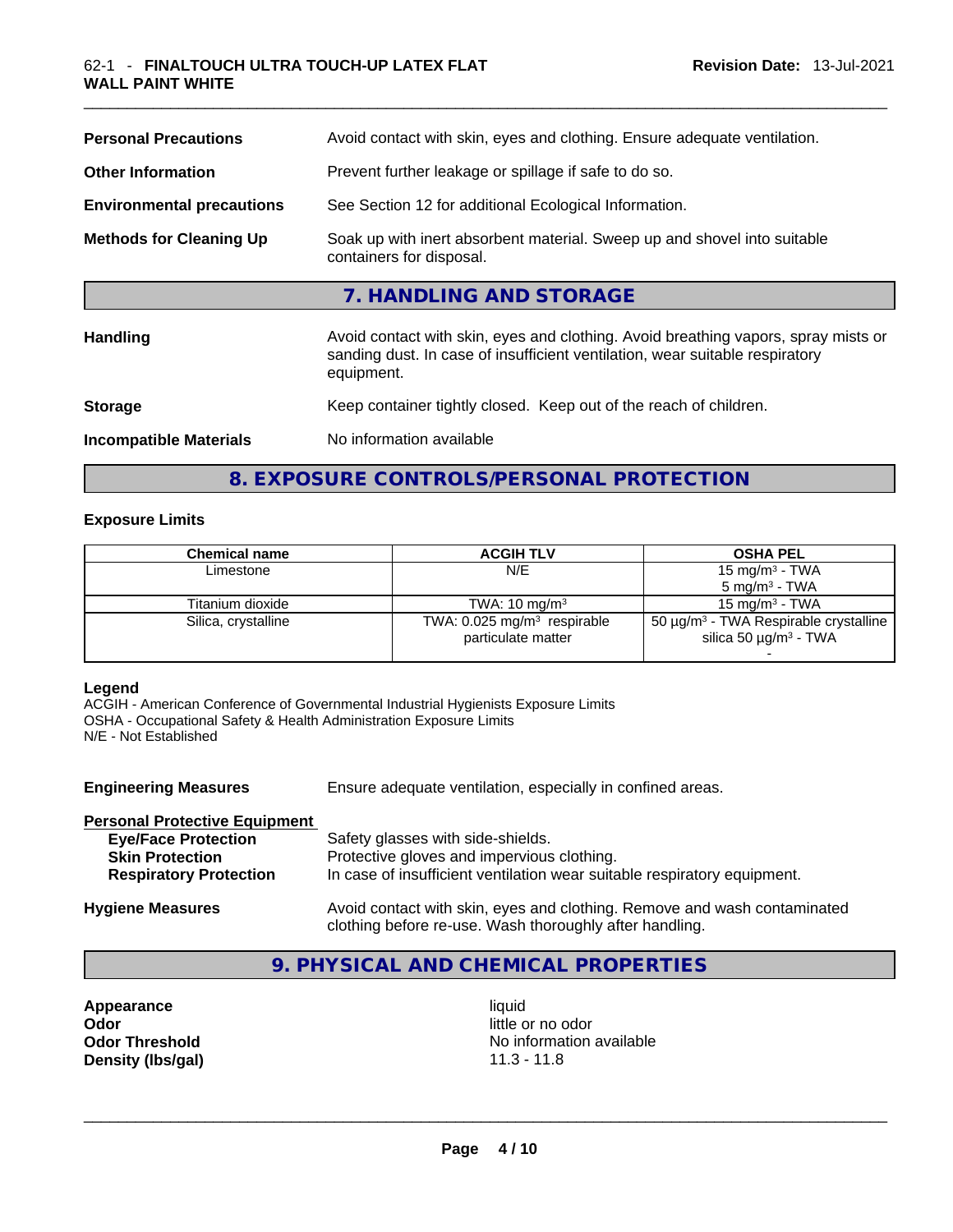| | |
|---|---|
| **Personal Precautions** | Avoid contact with skin, eyes and clothing. Ensure adequate ventilation. |
| **Other Information** | Prevent further leakage or spillage if safe to do so. |
| **Environmental precautions** | See Section 12 for additional Ecological Information. |
| **Methods for Cleaning Up** | Soak up with inert absorbent material. Sweep up and shovel into suitable containers for disposal. |

## 7. HANDLING AND STORAGE

| | |
|---|---|
| **Handling** | Avoid contact with skin, eyes and clothing. Avoid breathing vapors, spray mists or sanding dust. In case of insufficient ventilation, wear suitable respiratory equipment. |
| **Storage** | Keep container tightly closed. Keep out of the reach of children. |
| **Incompatible Materials** | No information available |

## 8. EXPOSURE CONTROLS/PERSONAL PROTECTION

### Exposure Limits

| Chemical name | ACGIH TLV | OSHA PEL |
|---|---|---|
| Limestone | N/E | 15 mg/m³ - TWA<br>5 mg/m³ - TWA |
| Titanium dioxide | TWA: 10 mg/m³ | 15 mg/m³ - TWA |
| Silica, crystalline | TWA: 0.025 mg/m³ respirable particulate matter | 50 µg/m³ - TWA Respirable crystalline silica 50 µg/m³ - TWA<br>- |

**Legend**

ACGIH - American Conference of Governmental Industrial Hygienists Exposure Limits
OSHA - Occupational Safety & Health Administration Exposure Limits
N/E - Not Established

**Engineering Measures** Ensure adequate ventilation, especially in confined areas.

**Personal Protective Equipment**

- **Eye/Face Protection** Safety glasses with side-shields.
- **Skin Protection** Protective gloves and impervious clothing.
- **Respiratory Protection** In case of insufficient ventilation wear suitable respiratory equipment.

**Hygiene Measures** Avoid contact with skin, eyes and clothing. Remove and wash contaminated clothing before re-use. Wash thoroughly after handling.

## 9. PHYSICAL AND CHEMICAL PROPERTIES

| | |
|---|---|
| **Appearance** | liquid |
| **Odor** | little or no odor |
| **Odor Threshold** | No information available |
| **Density (lbs/gal)** | 11.3 - 11.8 |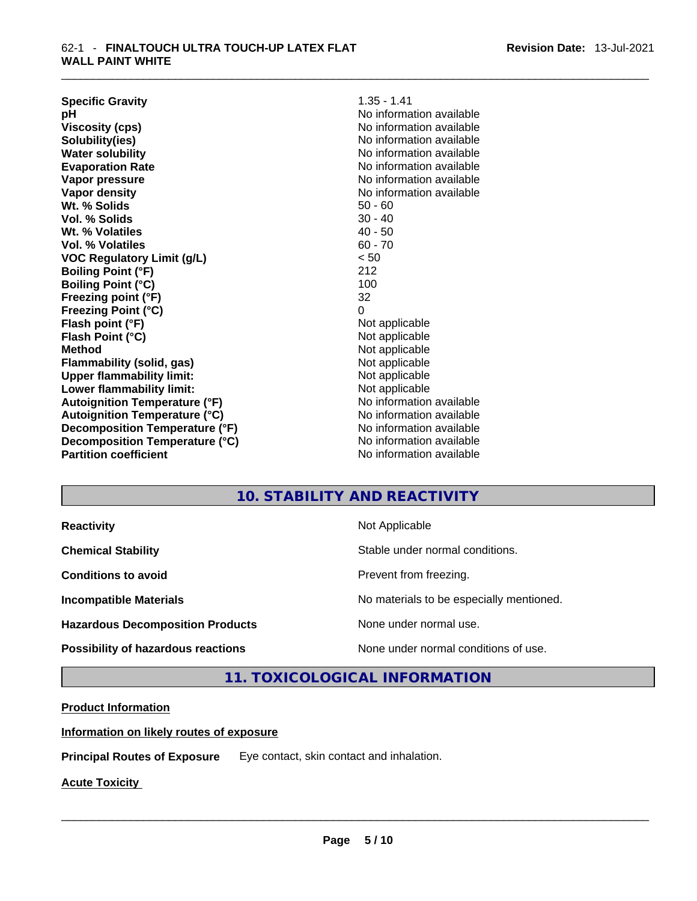| | |
|---|---|
| **Specific Gravity** | 1.35 - 1.41 |
| **pH** | No information available |
| **Viscosity (cps)** | No information available |
| **Solubility(ies)** | No information available |
| **Water solubility** | No information available |
| **Evaporation Rate** | No information available |
| **Vapor pressure** | No information available |
| **Vapor density** | No information available |
| **Wt. % Solids** | 50 - 60 |
| **Vol. % Solids** | 30 - 40 |
| **Wt. % Volatiles** | 40 - 50 |
| **Vol. % Volatiles** | 60 - 70 |
| **VOC Regulatory Limit (g/L)** | < 50 |
| **Boiling Point (°F)** | 212 |
| **Boiling Point (°C)** | 100 |
| **Freezing point (°F)** | 32 |
| **Freezing Point (°C)** | 0 |
| **Flash point (°F)** | Not applicable |
| **Flash Point (°C)** | Not applicable |
| **Method** | Not applicable |
| **Flammability (solid, gas)** | Not applicable |
| **Upper flammability limit:** | Not applicable |
| **Lower flammability limit:** | Not applicable |
| **Autoignition Temperature (°F)** | No information available |
| **Autoignition Temperature (°C)** | No information available |
| **Decomposition Temperature (°F)** | No information available |
| **Decomposition Temperature (°C)** | No information available |
| **Partition coefficient** | No information available |

## 10. STABILITY AND REACTIVITY

| | |
|---|---|
| **Reactivity** | Not Applicable |
| **Chemical Stability** | Stable under normal conditions. |
| **Conditions to avoid** | Prevent from freezing. |
| **Incompatible Materials** | No materials to be especially mentioned. |
| **Hazardous Decomposition Products** | None under normal use. |
| **Possibility of hazardous reactions** | None under normal conditions of use. |

## 11. TOXICOLOGICAL INFORMATION

**Product Information**

**Information on likely routes of exposure**

**Principal Routes of Exposure** Eye contact, skin contact and inhalation.

**Acute Toxicity**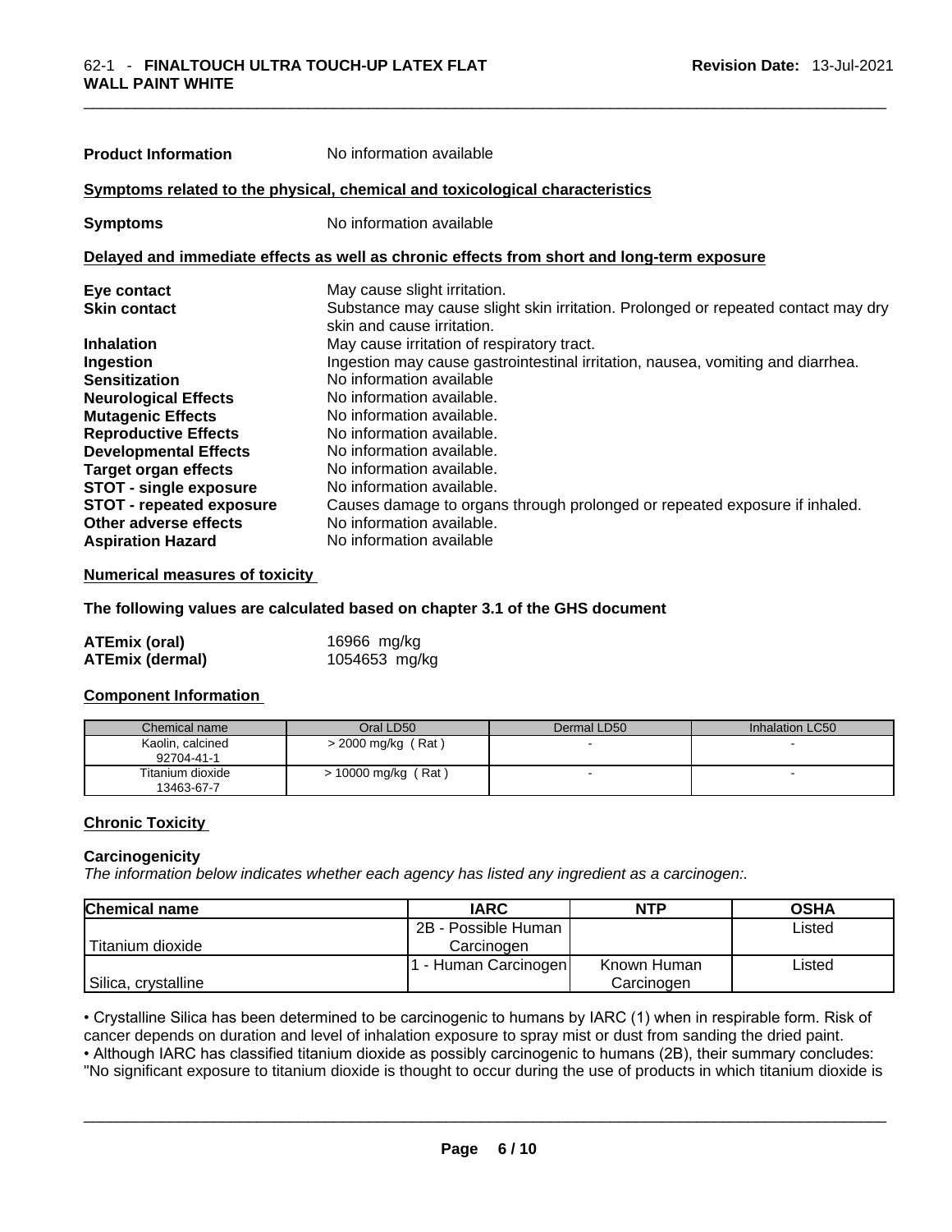**Product Information** No information available

**Symptoms related to the physical, chemical and toxicological characteristics**

**Symptoms** No information available

**Delayed and immediate effects as well as chronic effects from short and long-term exposure**

| | |
|---|---|
| **Eye contact** | May cause slight irritation. |
| **Skin contact** | Substance may cause slight skin irritation. Prolonged or repeated contact may dry skin and cause irritation. |
| **Inhalation** | May cause irritation of respiratory tract. |
| **Ingestion** | Ingestion may cause gastrointestinal irritation, nausea, vomiting and diarrhea. |
| **Sensitization** | No information available |
| **Neurological Effects** | No information available. |
| **Mutagenic Effects** | No information available. |
| **Reproductive Effects** | No information available. |
| **Developmental Effects** | No information available. |
| **Target organ effects** | No information available. |
| **STOT - single exposure** | No information available. |
| **STOT - repeated exposure** | Causes damage to organs through prolonged or repeated exposure if inhaled. |
| **Other adverse effects** | No information available. |
| **Aspiration Hazard** | No information available |

**Numerical measures of toxicity**

**The following values are calculated based on chapter 3.1 of the GHS document**

| | |
|---|---|
| **ATEmix (oral)** | 16966 mg/kg |
| **ATEmix (dermal)** | 1054653 mg/kg |

**Component Information**

| Chemical name | Oral LD50 | Dermal LD50 | Inhalation LC50 |
|---|---|---|---|
| Kaolin, calcined 92704-41-1 | > 2000 mg/kg ( Rat ) | - | - |
| Titanium dioxide 13463-67-7 | > 10000 mg/kg ( Rat ) | - | - |

**Chronic Toxicity**

**Carcinogenicity**

*The information below indicates whether each agency has listed any ingredient as a carcinogen:.*

| Chemical name | IARC | NTP | OSHA |
|---|---|---|---|
| Titanium dioxide | 2B - Possible Human Carcinogen | | Listed |
| Silica, crystalline | 1 - Human Carcinogen | Known Human Carcinogen | Listed |

• Crystalline Silica has been determined to be carcinogenic to humans by IARC (1) when in respirable form. Risk of cancer depends on duration and level of inhalation exposure to spray mist or dust from sanding the dried paint.

• Although IARC has classified titanium dioxide as possibly carcinogenic to humans (2B), their summary concludes: "No significant exposure to titanium dioxide is thought to occur during the use of products in which titanium dioxide is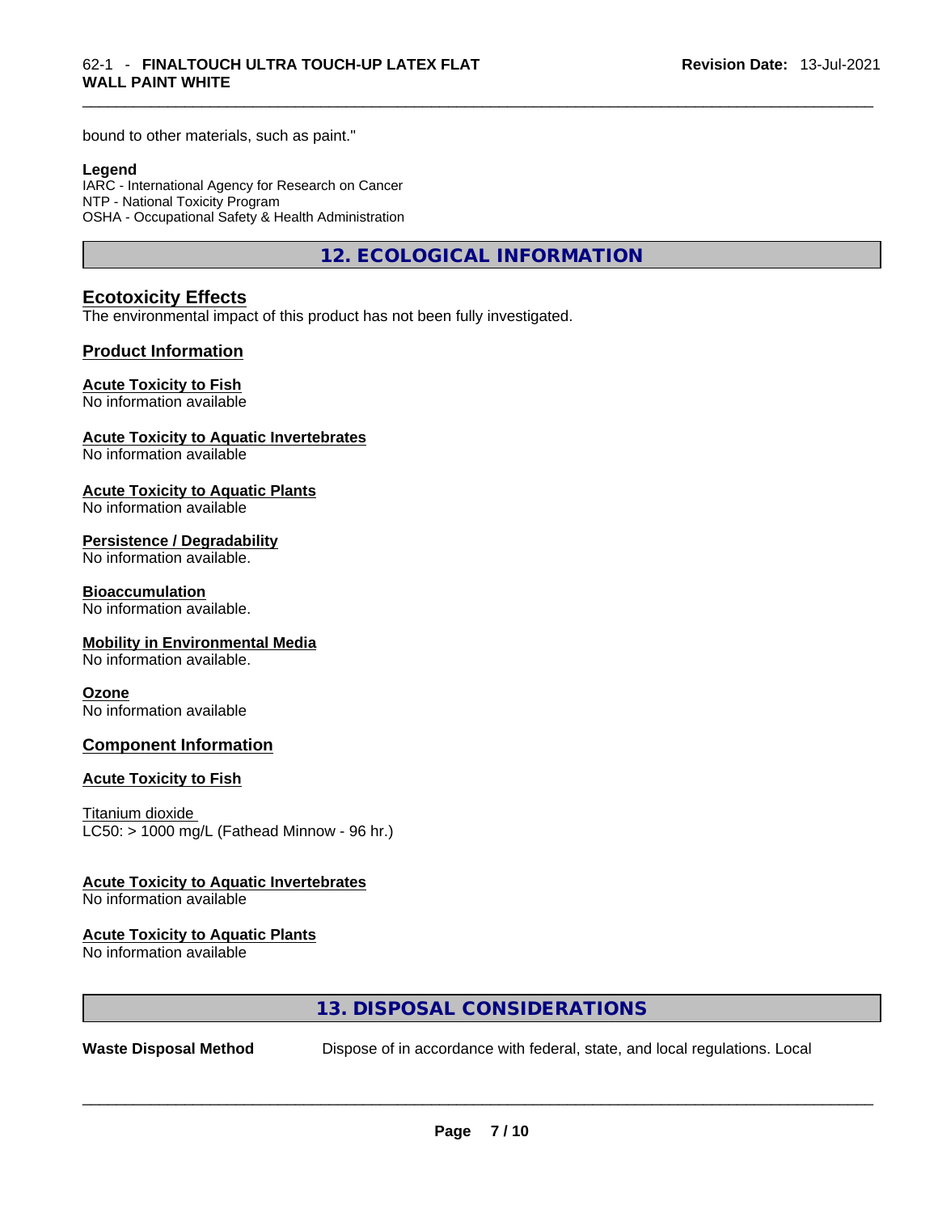bound to other materials, such as paint."

**Legend**

IARC - International Agency for Research on Cancer
NTP - National Toxicity Program
OSHA - Occupational Safety & Health Administration

## 12. ECOLOGICAL INFORMATION

### Ecotoxicity Effects

The environmental impact of this product has not been fully investigated.

### Product Information

**Acute Toxicity to Fish**
No information available

**Acute Toxicity to Aquatic Invertebrates**
No information available

**Acute Toxicity to Aquatic Plants**
No information available

**Persistence / Degradability**
No information available.

**Bioaccumulation**
No information available.

**Mobility in Environmental Media**
No information available.

**Ozone**
No information available

### Component Information

**Acute Toxicity to Fish**

Titanium dioxide
LC50: > 1000 mg/L (Fathead Minnow - 96 hr.)

**Acute Toxicity to Aquatic Invertebrates**
No information available

**Acute Toxicity to Aquatic Plants**
No information available

## 13. DISPOSAL CONSIDERATIONS

**Waste Disposal Method** Dispose of in accordance with federal, state, and local regulations. Local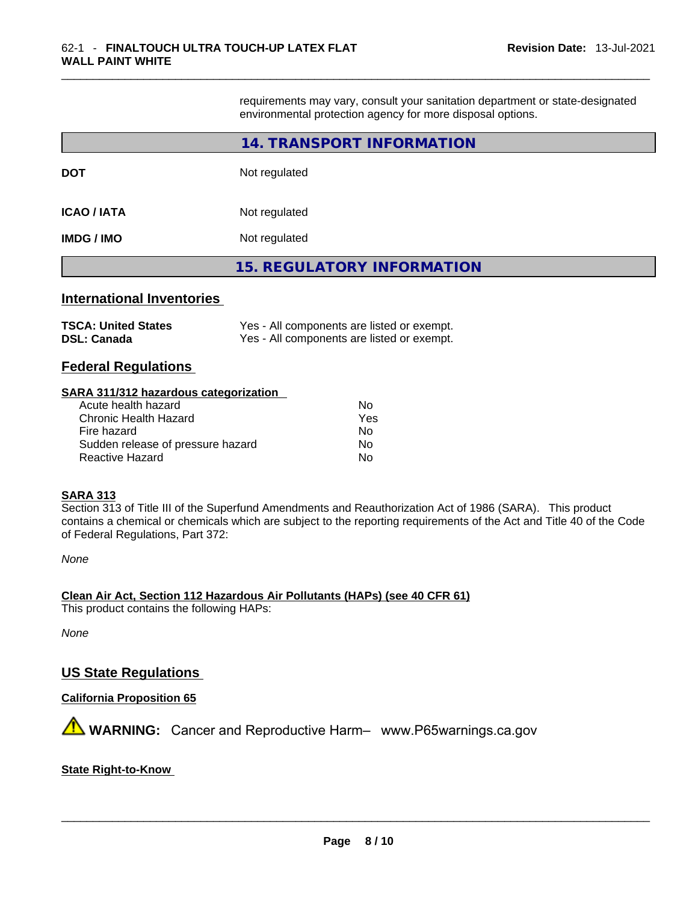requirements may vary, consult your sanitation department or state-designated environmental protection agency for more disposal options.

## 14. TRANSPORT INFORMATION

| | |
|---|---|
| **DOT** | Not regulated |
| **ICAO / IATA** | Not regulated |
| **IMDG / IMO** | Not regulated |

## 15. REGULATORY INFORMATION

### International Inventories

| | |
|---|---|
| **TSCA: United States** | Yes - All components are listed or exempt. |
| **DSL: Canada** | Yes - All components are listed or exempt. |

### Federal Regulations

**SARA 311/312 hazardous categorization**

| | |
|---|---|
| Acute health hazard | No |
| Chronic Health Hazard | Yes |
| Fire hazard | No |
| Sudden release of pressure hazard | No |
| Reactive Hazard | No |

**SARA 313**

Section 313 of Title III of the Superfund Amendments and Reauthorization Act of 1986 (SARA). This product contains a chemical or chemicals which are subject to the reporting requirements of the Act and Title 40 of the Code of Federal Regulations, Part 372:

*None*

**Clean Air Act, Section 112 Hazardous Air Pollutants (HAPs) (see 40 CFR 61)**

This product contains the following HAPs:

*None*

### US State Regulations

**California Proposition 65**

⚠ **WARNING:** Cancer and Reproductive Harm– www.P65warnings.ca.gov

**State Right-to-Know**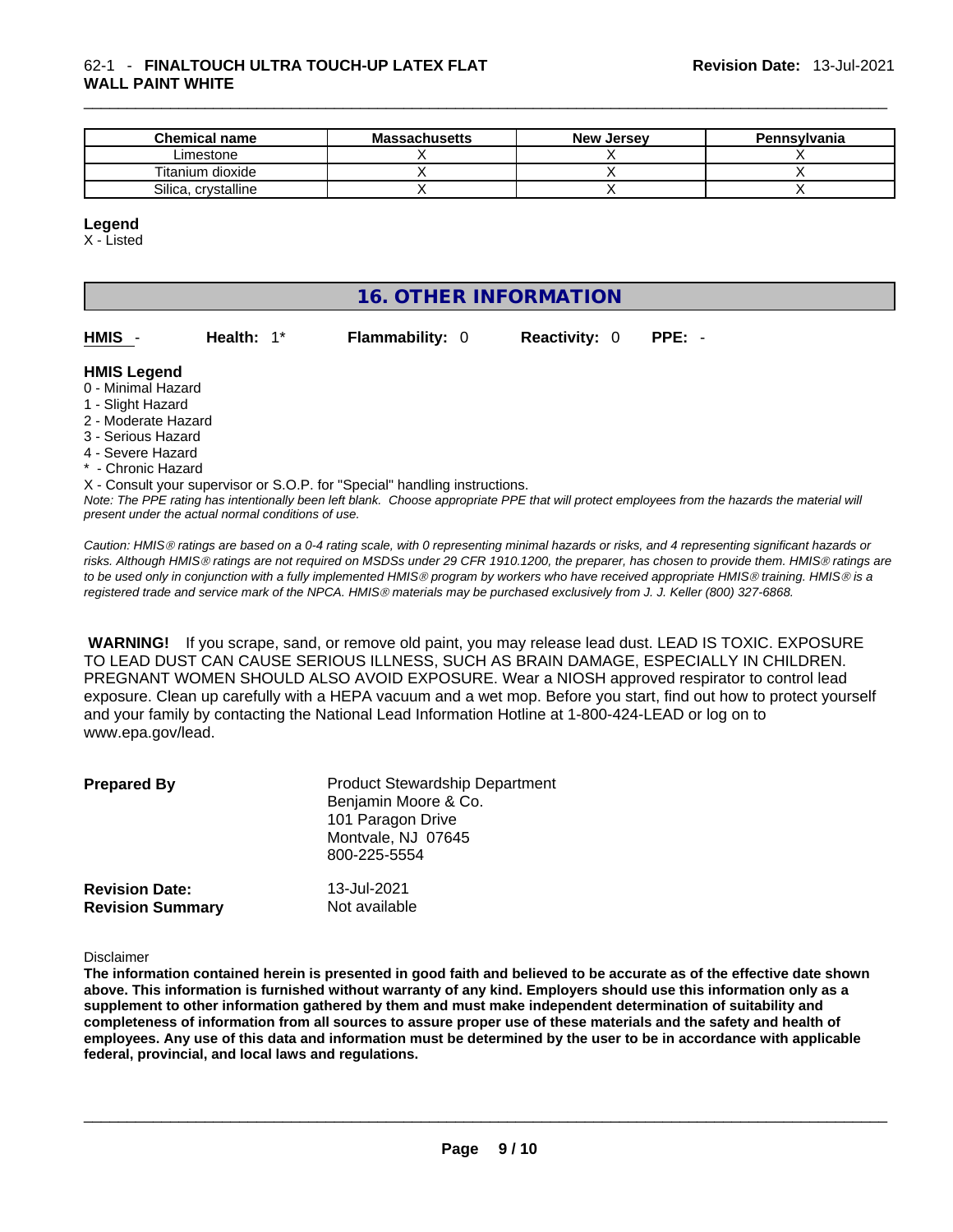| Chemical name | Massachusetts | New Jersey | Pennsylvania |
| --- | --- | --- | --- |
| Limestone | X | X | X |
| Titanium dioxide | X | X | X |
| Silica, crystalline | X | X | X |

**Legend**
X - Listed

## 16. OTHER INFORMATION

**HMIS** - **Health:** 1* **Flammability:** 0 **Reactivity:** 0 **PPE:** -

**HMIS Legend**
0 - Minimal Hazard
1 - Slight Hazard
2 - Moderate Hazard
3 - Serious Hazard
4 - Severe Hazard
* - Chronic Hazard
X - Consult your supervisor or S.O.P. for "Special" handling instructions.

*Note: The PPE rating has intentionally been left blank. Choose appropriate PPE that will protect employees from the hazards the material will present under the actual normal conditions of use.*

*Caution: HMIS® ratings are based on a 0-4 rating scale, with 0 representing minimal hazards or risks, and 4 representing significant hazards or risks. Although HMIS® ratings are not required on MSDSs under 29 CFR 1910.1200, the preparer, has chosen to provide them. HMIS® ratings are to be used only in conjunction with a fully implemented HMIS® program by workers who have received appropriate HMIS® training. HMIS® is a registered trade and service mark of the NPCA. HMIS® materials may be purchased exclusively from J. J. Keller (800) 327-6868.*

**WARNING!** If you scrape, sand, or remove old paint, you may release lead dust. LEAD IS TOXIC. EXPOSURE TO LEAD DUST CAN CAUSE SERIOUS ILLNESS, SUCH AS BRAIN DAMAGE, ESPECIALLY IN CHILDREN. PREGNANT WOMEN SHOULD ALSO AVOID EXPOSURE. Wear a NIOSH approved respirator to control lead exposure. Clean up carefully with a HEPA vacuum and a wet mop. Before you start, find out how to protect yourself and your family by contacting the National Lead Information Hotline at 1-800-424-LEAD or log on to www.epa.gov/lead.

**Prepared By**
Product Stewardship Department
Benjamin Moore & Co.
101 Paragon Drive
Montvale, NJ 07645
800-225-5554

**Revision Date:** 13-Jul-2021
**Revision Summary** Not available

Disclaimer

**The information contained herein is presented in good faith and believed to be accurate as of the effective date shown above. This information is furnished without warranty of any kind. Employers should use this information only as a supplement to other information gathered by them and must make independent determination of suitability and completeness of information from all sources to assure proper use of these materials and the safety and health of employees. Any use of this data and information must be determined by the user to be in accordance with applicable federal, provincial, and local laws and regulations.**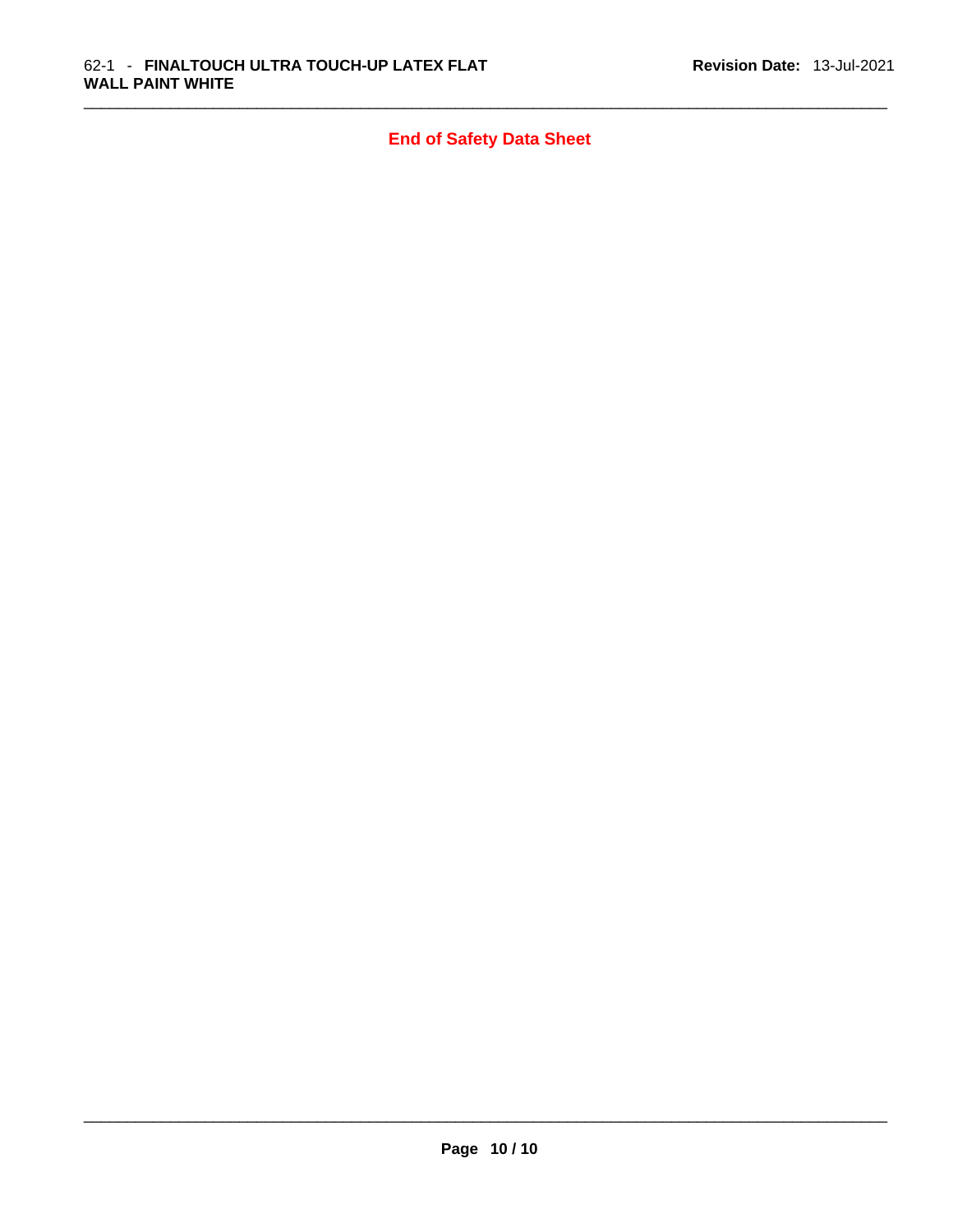**End of Safety Data Sheet**